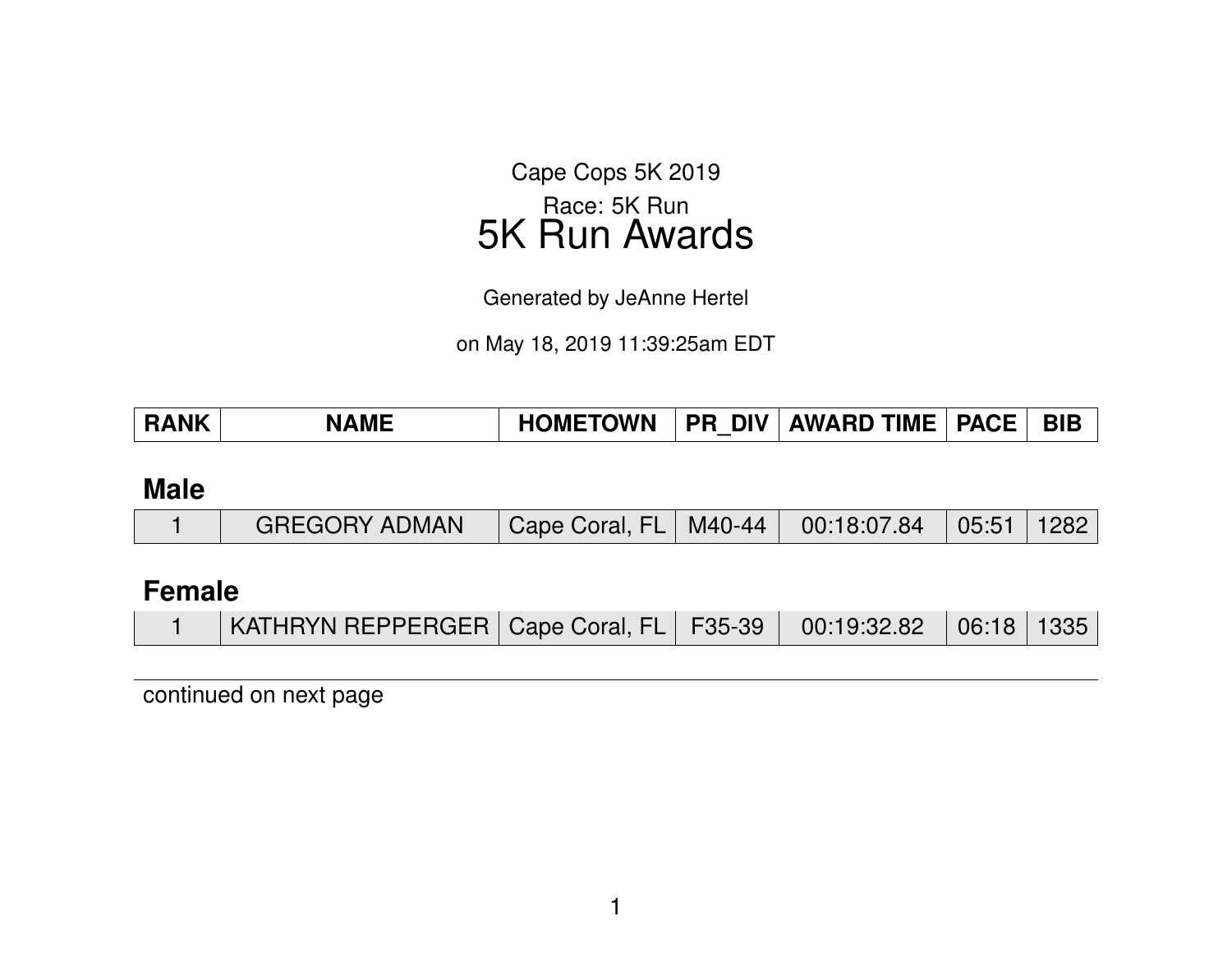Cape Cops 5K 2019

Race: 5K Run

# 5K Run Awards

Generated by JeAnne Hertel

on May 18, 2019 11:39:25am EDT

| RANK | NAME | HOMETOWN | PR_DIV | AWARD TIME | PACE | BIB |
|---|---|---|---|---|---|---|

## Male

| RANK | NAME | HOMETOWN | PR_DIV | AWARD TIME | PACE | BIB |
|---|---|---|---|---|---|---|
| 1 | GREGORY ADMAN | Cape Coral, FL | M40-44 | 00:18:07.84 | 05:51 | 1282 |

## Female

| RANK | NAME | HOMETOWN | PR_DIV | AWARD TIME | PACE | BIB |
|---|---|---|---|---|---|---|
| 1 | KATHRYN REPPERGER | Cape Coral, FL | F35-39 | 00:19:32.82 | 06:18 | 1335 |

continued on next page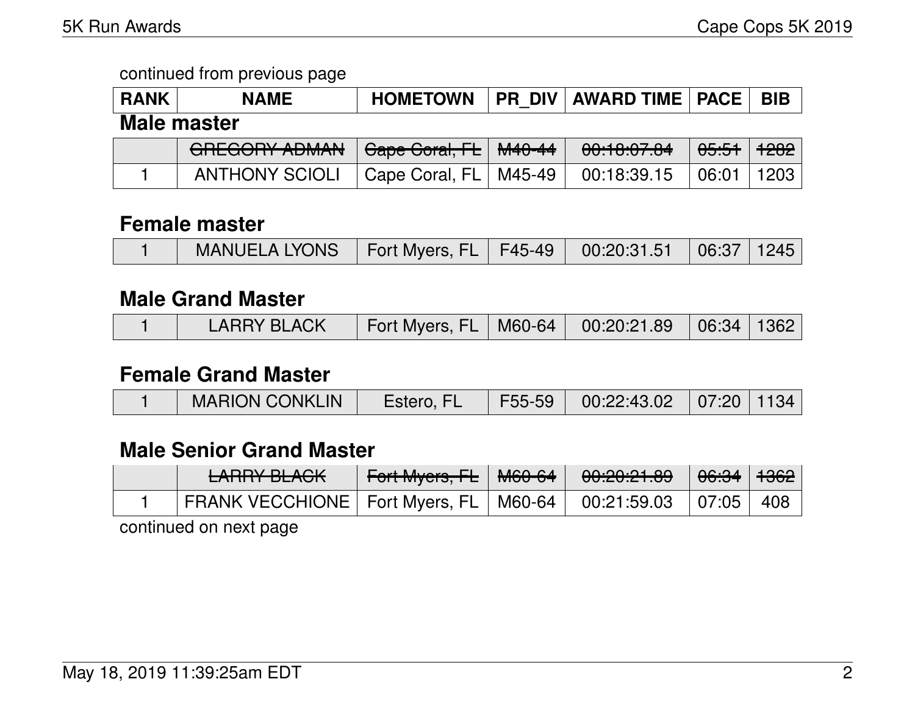continued from previous page

| RANK | NAME | HOMETOWN | PR_DIV | AWARD TIME | PACE | BIB |
|---|---|---|---|---|---|---|

### Male master

| RANK | NAME | HOMETOWN | PR_DIV | AWARD TIME | PACE | BIB |
|---|---|---|---|---|---|---|
| | ~~GREGORY ADMAN~~ | ~~Cape Coral, FL~~ | ~~M40-44~~ | ~~00:18:07.84~~ | ~~05:51~~ | ~~1282~~ |
| 1 | ANTHONY SCIOLI | Cape Coral, FL | M45-49 | 00:18:39.15 | 06:01 | 1203 |

### Female master

| RANK | NAME | HOMETOWN | PR_DIV | AWARD TIME | PACE | BIB |
|---|---|---|---|---|---|---|
| 1 | MANUELA LYONS | Fort Myers, FL | F45-49 | 00:20:31.51 | 06:37 | 1245 |

### Male Grand Master

| RANK | NAME | HOMETOWN | PR_DIV | AWARD TIME | PACE | BIB |
|---|---|---|---|---|---|---|
| 1 | LARRY BLACK | Fort Myers, FL | M60-64 | 00:20:21.89 | 06:34 | 1362 |

### Female Grand Master

| RANK | NAME | HOMETOWN | PR_DIV | AWARD TIME | PACE | BIB |
|---|---|---|---|---|---|---|
| 1 | MARION CONKLIN | Estero, FL | F55-59 | 00:22:43.02 | 07:20 | 1134 |

### Male Senior Grand Master

| RANK | NAME | HOMETOWN | PR_DIV | AWARD TIME | PACE | BIB |
|---|---|---|---|---|---|---|
| | ~~LARRY BLACK~~ | ~~Fort Myers, FL~~ | ~~M60-64~~ | ~~00:20:21.89~~ | ~~06:34~~ | ~~1362~~ |
| 1 | FRANK VECCHIONE | Fort Myers, FL | M60-64 | 00:21:59.03 | 07:05 | 408 |

continued on next page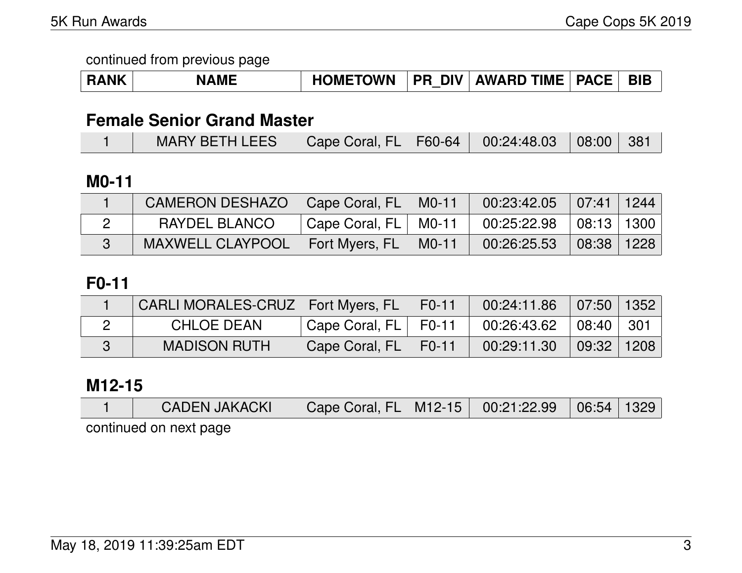continued from previous page

| RANK | NAME | HOMETOWN | PR_DIV | AWARD TIME | PACE | BIB |
|---|---|---|---|---|---|---|

## Female Senior Grand Master

| RANK | NAME | HOMETOWN | PR_DIV | AWARD TIME | PACE | BIB |
|---|---|---|---|---|---|---|
| 1 | MARY BETH LEES | Cape Coral, FL | F60-64 | 00:24:48.03 | 08:00 | 381 |

## M0-11

| RANK | NAME | HOMETOWN | PR_DIV | AWARD TIME | PACE | BIB |
|---|---|---|---|---|---|---|
| 1 | CAMERON DESHAZO | Cape Coral, FL | M0-11 | 00:23:42.05 | 07:41 | 1244 |
| 2 | RAYDEL BLANCO | Cape Coral, FL | M0-11 | 00:25:22.98 | 08:13 | 1300 |
| 3 | MAXWELL CLAYPOOL | Fort Myers, FL | M0-11 | 00:26:25.53 | 08:38 | 1228 |

## F0-11

| RANK | NAME | HOMETOWN | PR_DIV | AWARD TIME | PACE | BIB |
|---|---|---|---|---|---|---|
| 1 | CARLI MORALES-CRUZ | Fort Myers, FL | F0-11 | 00:24:11.86 | 07:50 | 1352 |
| 2 | CHLOE DEAN | Cape Coral, FL | F0-11 | 00:26:43.62 | 08:40 | 301 |
| 3 | MADISON RUTH | Cape Coral, FL | F0-11 | 00:29:11.30 | 09:32 | 1208 |

## M12-15

| RANK | NAME | HOMETOWN | PR_DIV | AWARD TIME | PACE | BIB |
|---|---|---|---|---|---|---|
| 1 | CADEN JAKACKI | Cape Coral, FL | M12-15 | 00:21:22.99 | 06:54 | 1329 |

continued on next page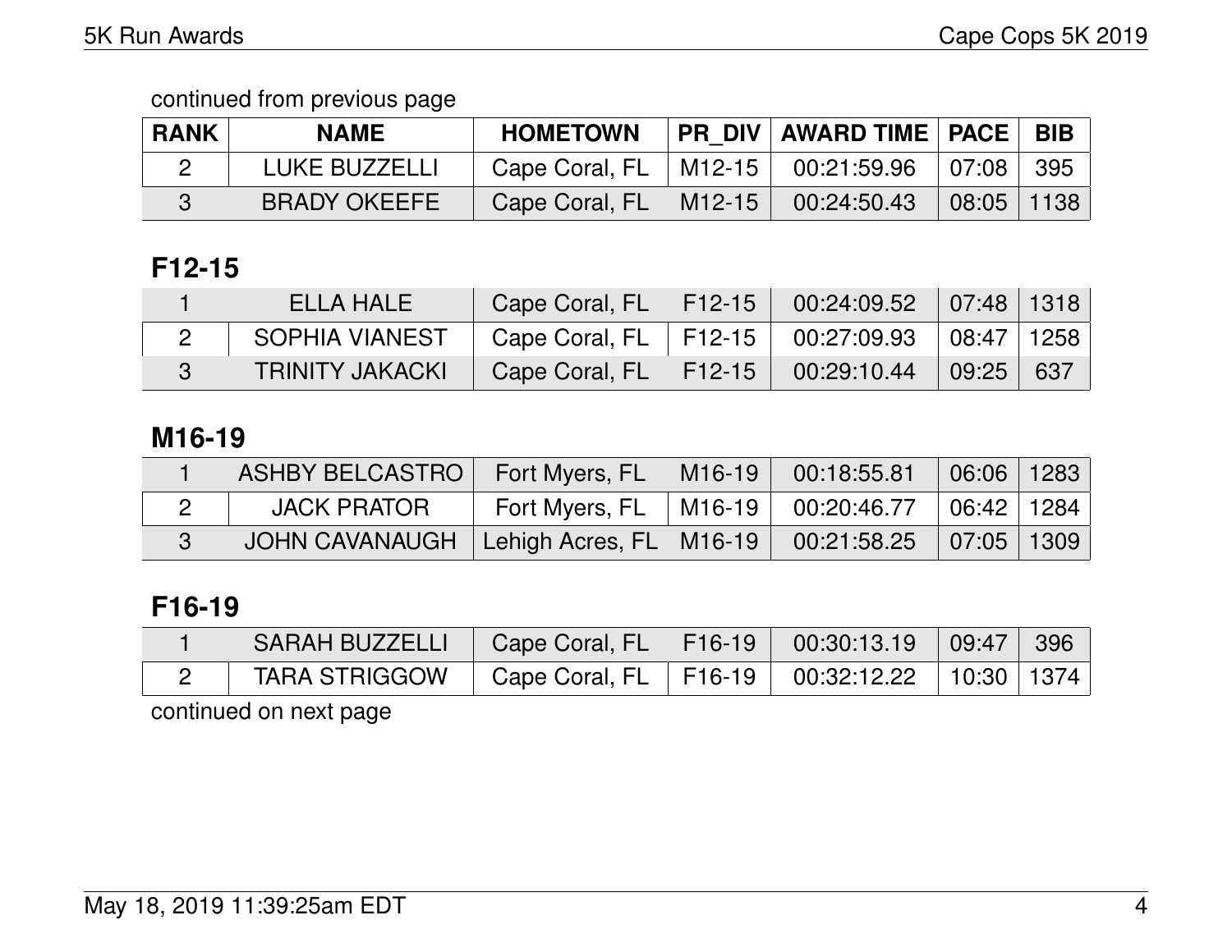continued from previous page

| RANK | NAME | HOMETOWN | PR_DIV | AWARD TIME | PACE | BIB |
|---|---|---|---|---|---|---|
| 2 | LUKE BUZZELLI | Cape Coral, FL | M12-15 | 00:21:59.96 | 07:08 | 395 |
| 3 | BRADY OKEEFE | Cape Coral, FL | M12-15 | 00:24:50.43 | 08:05 | 1138 |

## F12-15

| RANK | NAME | HOMETOWN | PR_DIV | AWARD TIME | PACE | BIB |
|---|---|---|---|---|---|---|
| 1 | ELLA HALE | Cape Coral, FL | F12-15 | 00:24:09.52 | 07:48 | 1318 |
| 2 | SOPHIA VIANEST | Cape Coral, FL | F12-15 | 00:27:09.93 | 08:47 | 1258 |
| 3 | TRINITY JAKACKI | Cape Coral, FL | F12-15 | 00:29:10.44 | 09:25 | 637 |

## M16-19

| RANK | NAME | HOMETOWN | PR_DIV | AWARD TIME | PACE | BIB |
|---|---|---|---|---|---|---|
| 1 | ASHBY BELCASTRO | Fort Myers, FL | M16-19 | 00:18:55.81 | 06:06 | 1283 |
| 2 | JACK PRATOR | Fort Myers, FL | M16-19 | 00:20:46.77 | 06:42 | 1284 |
| 3 | JOHN CAVANAUGH | Lehigh Acres, FL | M16-19 | 00:21:58.25 | 07:05 | 1309 |

## F16-19

| RANK | NAME | HOMETOWN | PR_DIV | AWARD TIME | PACE | BIB |
|---|---|---|---|---|---|---|
| 1 | SARAH BUZZELLI | Cape Coral, FL | F16-19 | 00:30:13.19 | 09:47 | 396 |
| 2 | TARA STRIGGOW | Cape Coral, FL | F16-19 | 00:32:12.22 | 10:30 | 1374 |

continued on next page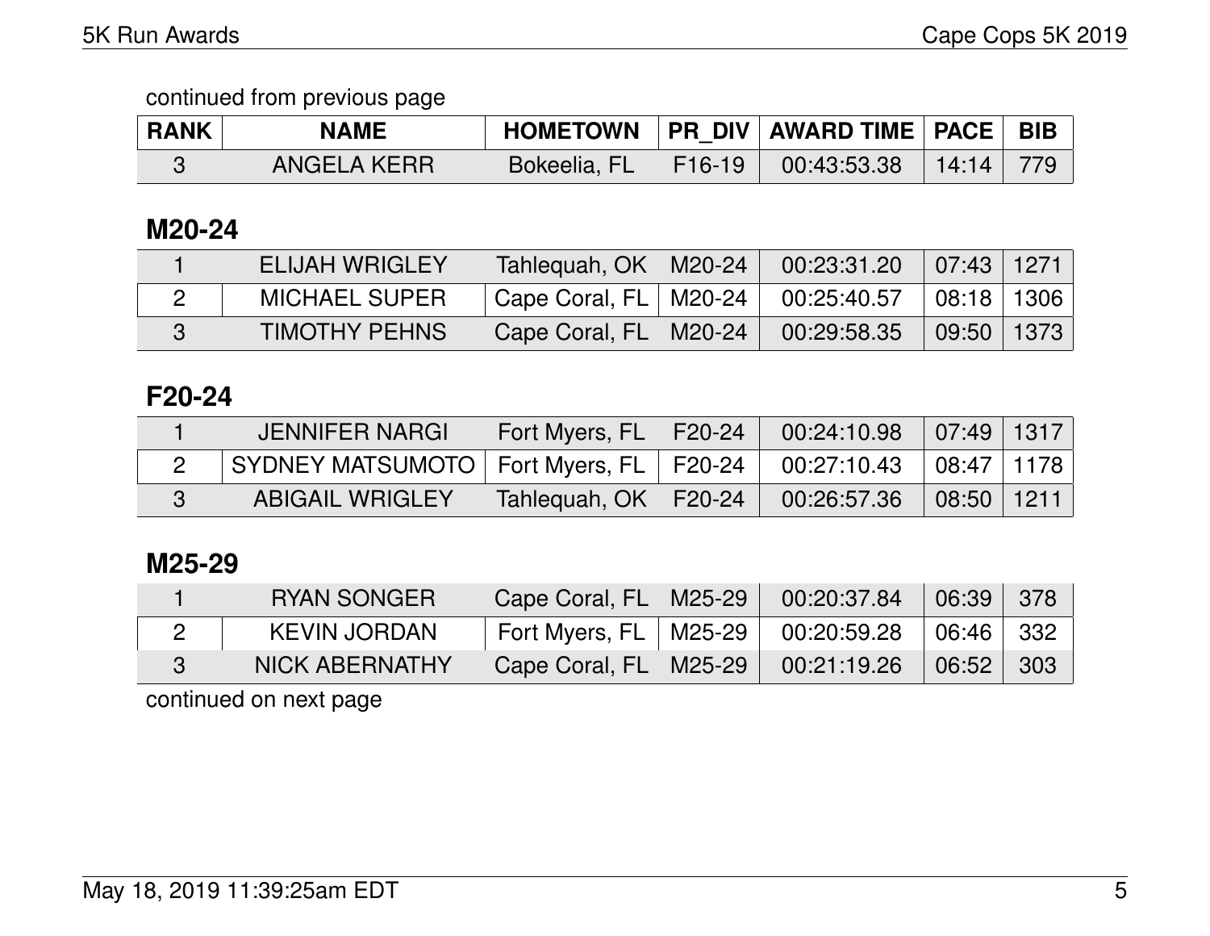continued from previous page

| RANK | NAME | HOMETOWN | PR_DIV | AWARD TIME | PACE | BIB |
|---|---|---|---|---|---|---|
| 3 | ANGELA KERR | Bokeelia, FL | F16-19 | 00:43:53.38 | 14:14 | 779 |

## M20-24

| RANK | NAME | HOMETOWN | PR_DIV | AWARD TIME | PACE | BIB |
|---|---|---|---|---|---|---|
| 1 | ELIJAH WRIGLEY | Tahlequah, OK | M20-24 | 00:23:31.20 | 07:43 | 1271 |
| 2 | MICHAEL SUPER | Cape Coral, FL | M20-24 | 00:25:40.57 | 08:18 | 1306 |
| 3 | TIMOTHY PEHNS | Cape Coral, FL | M20-24 | 00:29:58.35 | 09:50 | 1373 |

## F20-24

| RANK | NAME | HOMETOWN | PR_DIV | AWARD TIME | PACE | BIB |
|---|---|---|---|---|---|---|
| 1 | JENNIFER NARGI | Fort Myers, FL | F20-24 | 00:24:10.98 | 07:49 | 1317 |
| 2 | SYDNEY MATSUMOTO | Fort Myers, FL | F20-24 | 00:27:10.43 | 08:47 | 1178 |
| 3 | ABIGAIL WRIGLEY | Tahlequah, OK | F20-24 | 00:26:57.36 | 08:50 | 1211 |

## M25-29

| RANK | NAME | HOMETOWN | PR_DIV | AWARD TIME | PACE | BIB |
|---|---|---|---|---|---|---|
| 1 | RYAN SONGER | Cape Coral, FL | M25-29 | 00:20:37.84 | 06:39 | 378 |
| 2 | KEVIN JORDAN | Fort Myers, FL | M25-29 | 00:20:59.28 | 06:46 | 332 |
| 3 | NICK ABERNATHY | Cape Coral, FL | M25-29 | 00:21:19.26 | 06:52 | 303 |

continued on next page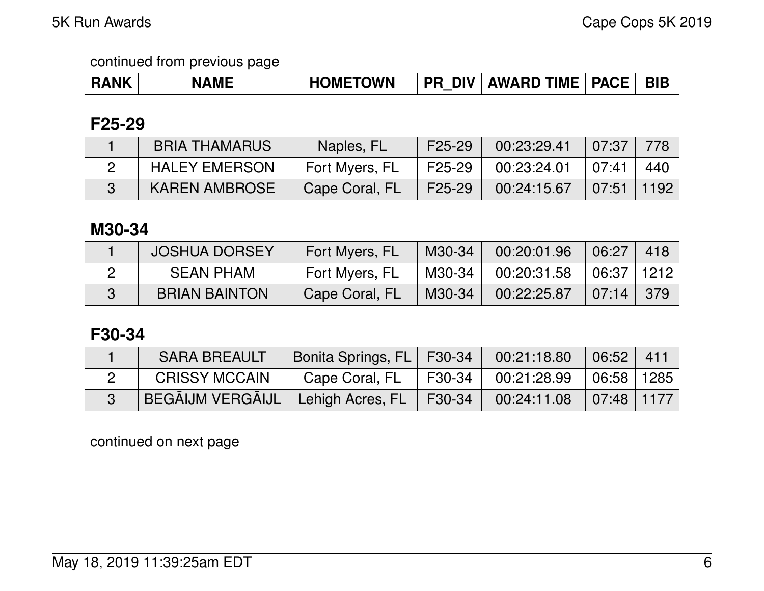continued from previous page

| RANK | NAME | HOMETOWN | PR_DIV | AWARD TIME | PACE | BIB |
|---|---|---|---|---|---|---|

## F25-29

| RANK | NAME | HOMETOWN | PR_DIV | AWARD TIME | PACE | BIB |
|---|---|---|---|---|---|---|
| 1 | BRIA THAMARUS | Naples, FL | F25-29 | 00:23:29.41 | 07:37 | 778 |
| 2 | HALEY EMERSON | Fort Myers, FL | F25-29 | 00:23:24.01 | 07:41 | 440 |
| 3 | KAREN AMBROSE | Cape Coral, FL | F25-29 | 00:24:15.67 | 07:51 | 1192 |

## M30-34

| RANK | NAME | HOMETOWN | PR_DIV | AWARD TIME | PACE | BIB |
|---|---|---|---|---|---|---|
| 1 | JOSHUA DORSEY | Fort Myers, FL | M30-34 | 00:20:01.96 | 06:27 | 418 |
| 2 | SEAN PHAM | Fort Myers, FL | M30-34 | 00:20:31.58 | 06:37 | 1212 |
| 3 | BRIAN BAINTON | Cape Coral, FL | M30-34 | 00:22:25.87 | 07:14 | 379 |

## F30-34

| RANK | NAME | HOMETOWN | PR_DIV | AWARD TIME | PACE | BIB |
|---|---|---|---|---|---|---|
| 1 | SARA BREAULT | Bonita Springs, FL | F30-34 | 00:21:18.80 | 06:52 | 411 |
| 2 | CRISSY MCCAIN | Cape Coral, FL | F30-34 | 00:21:28.99 | 06:58 | 1285 |
| 3 | BEGÃIJM VERGÃIJL | Lehigh Acres, FL | F30-34 | 00:24:11.08 | 07:48 | 1177 |

continued on next page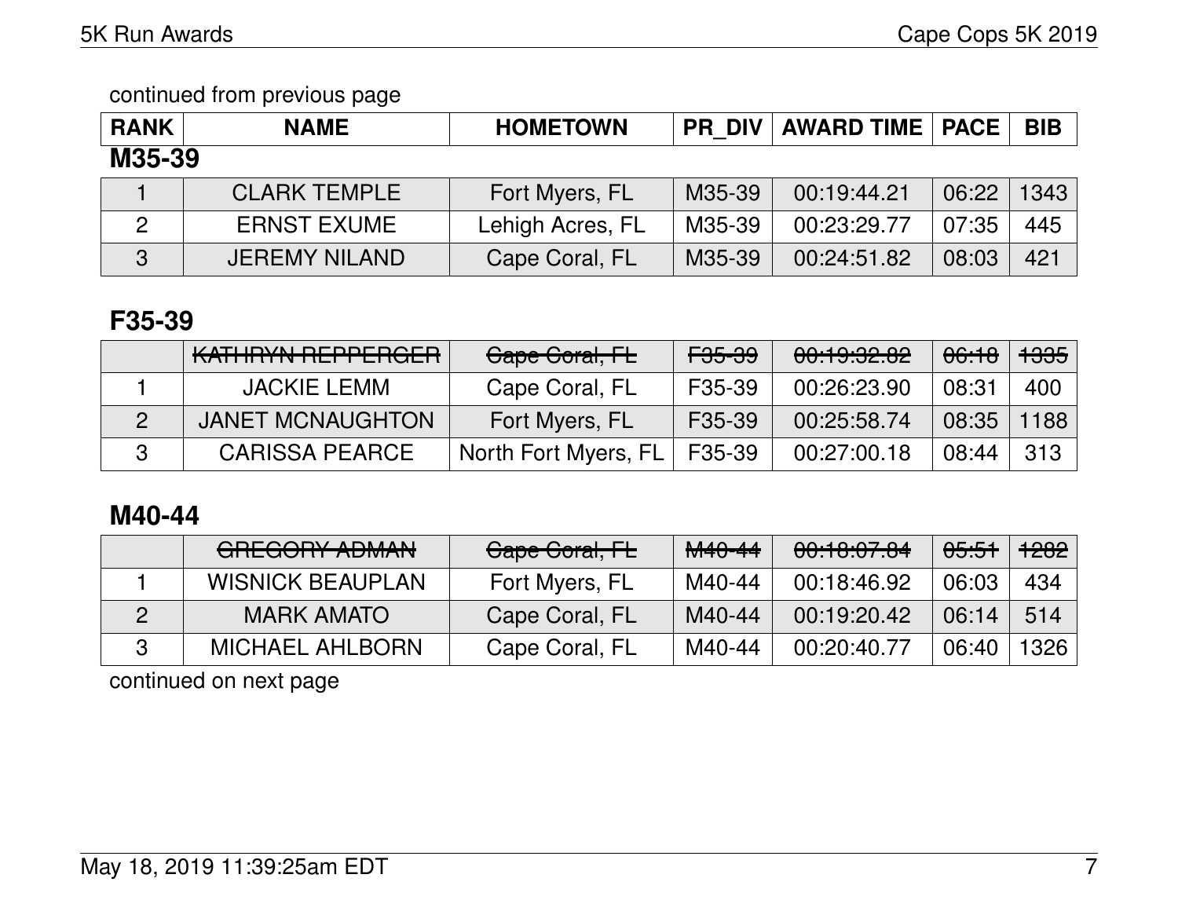continued from previous page

## M35-39

| RANK | NAME | HOMETOWN | PR_DIV | AWARD TIME | PACE | BIB |
|---|---|---|---|---|---|---|
| 1 | CLARK TEMPLE | Fort Myers, FL | M35-39 | 00:19:44.21 | 06:22 | 1343 |
| 2 | ERNST EXUME | Lehigh Acres, FL | M35-39 | 00:23:29.77 | 07:35 | 445 |
| 3 | JEREMY NILAND | Cape Coral, FL | M35-39 | 00:24:51.82 | 08:03 | 421 |

## F35-39

| RANK | NAME | HOMETOWN | PR_DIV | AWARD TIME | PACE | BIB |
|---|---|---|---|---|---|---|
| | ~~KATHRYN REPPERGER~~ | ~~Cape Coral, FL~~ | ~~F35-39~~ | ~~00:19:32.82~~ | ~~06:18~~ | ~~1335~~ |
| 1 | JACKIE LEMM | Cape Coral, FL | F35-39 | 00:26:23.90 | 08:31 | 400 |
| 2 | JANET MCNAUGHTON | Fort Myers, FL | F35-39 | 00:25:58.74 | 08:35 | 1188 |
| 3 | CARISSA PEARCE | North Fort Myers, FL | F35-39 | 00:27:00.18 | 08:44 | 313 |

## M40-44

| RANK | NAME | HOMETOWN | PR_DIV | AWARD TIME | PACE | BIB |
|---|---|---|---|---|---|---|
| | ~~GREGORY ADMAN~~ | ~~Cape Coral, FL~~ | ~~M40-44~~ | ~~00:18:07.84~~ | ~~05:51~~ | ~~1282~~ |
| 1 | WISNICK BEAUPLAN | Fort Myers, FL | M40-44 | 00:18:46.92 | 06:03 | 434 |
| 2 | MARK AMATO | Cape Coral, FL | M40-44 | 00:19:20.42 | 06:14 | 514 |
| 3 | MICHAEL AHLBORN | Cape Coral, FL | M40-44 | 00:20:40.77 | 06:40 | 1326 |

continued on next page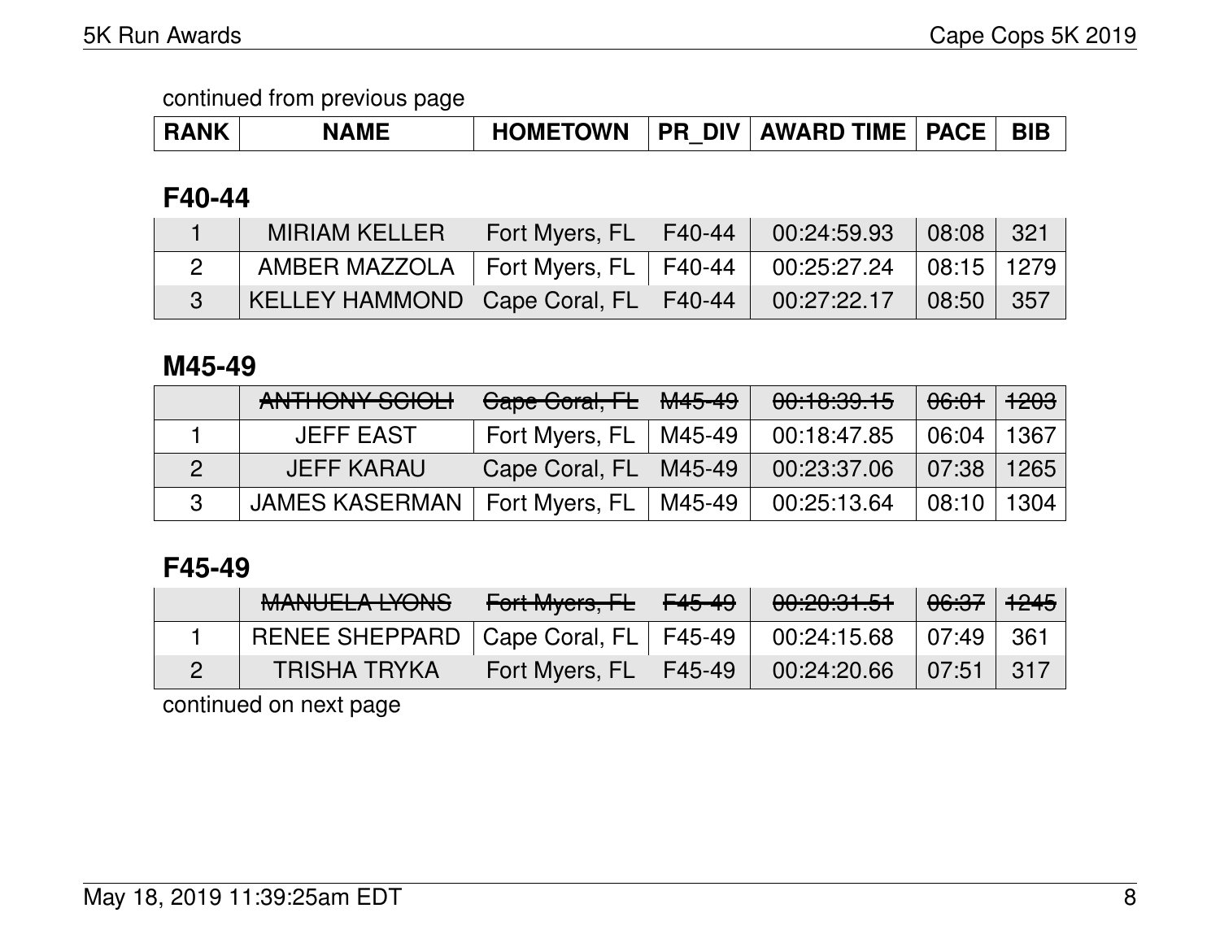continued from previous page

| RANK | NAME | HOMETOWN | PR_DIV | AWARD TIME | PACE | BIB |
|---|---|---|---|---|---|---|

### F40-44

| RANK | NAME | HOMETOWN | PR_DIV | AWARD TIME | PACE | BIB |
|---|---|---|---|---|---|---|
| 1 | MIRIAM KELLER | Fort Myers, FL | F40-44 | 00:24:59.93 | 08:08 | 321 |
| 2 | AMBER MAZZOLA | Fort Myers, FL | F40-44 | 00:25:27.24 | 08:15 | 1279 |
| 3 | KELLEY HAMMOND | Cape Coral, FL | F40-44 | 00:27:22.17 | 08:50 | 357 |

### M45-49

| RANK | NAME | HOMETOWN | PR_DIV | AWARD TIME | PACE | BIB |
|---|---|---|---|---|---|---|
| | ~~ANTHONY SCIOLI~~ | ~~Cape Coral, FL~~ | ~~M45-49~~ | ~~00:18:39.15~~ | ~~06:01~~ | ~~1203~~ |
| 1 | JEFF EAST | Fort Myers, FL | M45-49 | 00:18:47.85 | 06:04 | 1367 |
| 2 | JEFF KARAU | Cape Coral, FL | M45-49 | 00:23:37.06 | 07:38 | 1265 |
| 3 | JAMES KASERMAN | Fort Myers, FL | M45-49 | 00:25:13.64 | 08:10 | 1304 |

### F45-49

| RANK | NAME | HOMETOWN | PR_DIV | AWARD TIME | PACE | BIB |
|---|---|---|---|---|---|---|
| | ~~MANUELA LYONS~~ | ~~Fort Myers, FL~~ | ~~F45-49~~ | ~~00:20:31.51~~ | ~~06:37~~ | ~~1245~~ |
| 1 | RENEE SHEPPARD | Cape Coral, FL | F45-49 | 00:24:15.68 | 07:49 | 361 |
| 2 | TRISHA TRYKA | Fort Myers, FL | F45-49 | 00:24:20.66 | 07:51 | 317 |

continued on next page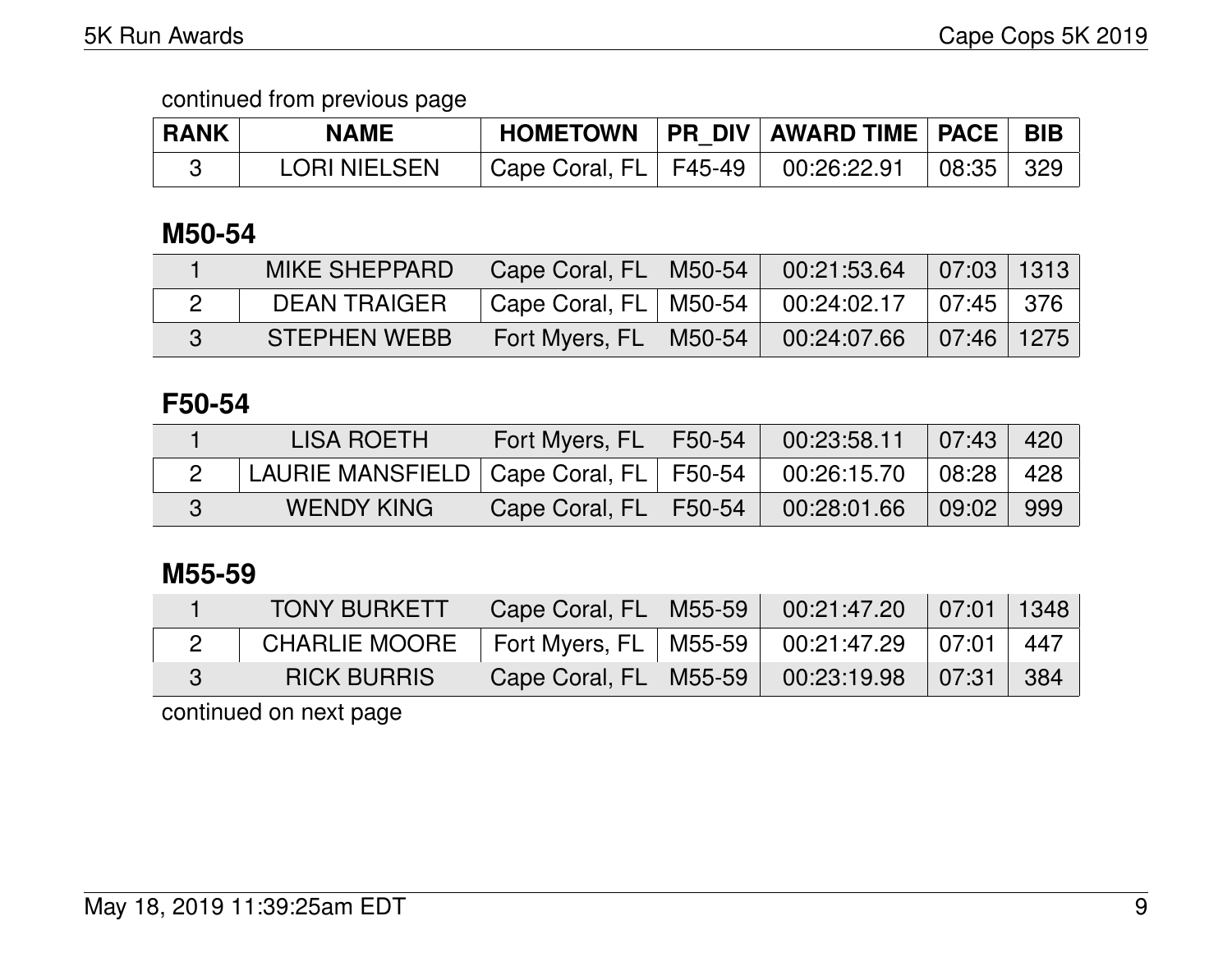continued from previous page

| RANK | NAME | HOMETOWN | PR_DIV | AWARD TIME | PACE | BIB |
|---|---|---|---|---|---|---|
| 3 | LORI NIELSEN | Cape Coral, FL | F45-49 | 00:26:22.91 | 08:35 | 329 |

## M50-54

| RANK | NAME | HOMETOWN | PR_DIV | AWARD TIME | PACE | BIB |
|---|---|---|---|---|---|---|
| 1 | MIKE SHEPPARD | Cape Coral, FL | M50-54 | 00:21:53.64 | 07:03 | 1313 |
| 2 | DEAN TRAIGER | Cape Coral, FL | M50-54 | 00:24:02.17 | 07:45 | 376 |
| 3 | STEPHEN WEBB | Fort Myers, FL | M50-54 | 00:24:07.66 | 07:46 | 1275 |

## F50-54

| RANK | NAME | HOMETOWN | PR_DIV | AWARD TIME | PACE | BIB |
|---|---|---|---|---|---|---|
| 1 | LISA ROETH | Fort Myers, FL | F50-54 | 00:23:58.11 | 07:43 | 420 |
| 2 | LAURIE MANSFIELD | Cape Coral, FL | F50-54 | 00:26:15.70 | 08:28 | 428 |
| 3 | WENDY KING | Cape Coral, FL | F50-54 | 00:28:01.66 | 09:02 | 999 |

## M55-59

| RANK | NAME | HOMETOWN | PR_DIV | AWARD TIME | PACE | BIB |
|---|---|---|---|---|---|---|
| 1 | TONY BURKETT | Cape Coral, FL | M55-59 | 00:21:47.20 | 07:01 | 1348 |
| 2 | CHARLIE MOORE | Fort Myers, FL | M55-59 | 00:21:47.29 | 07:01 | 447 |
| 3 | RICK BURRIS | Cape Coral, FL | M55-59 | 00:23:19.98 | 07:31 | 384 |

continued on next page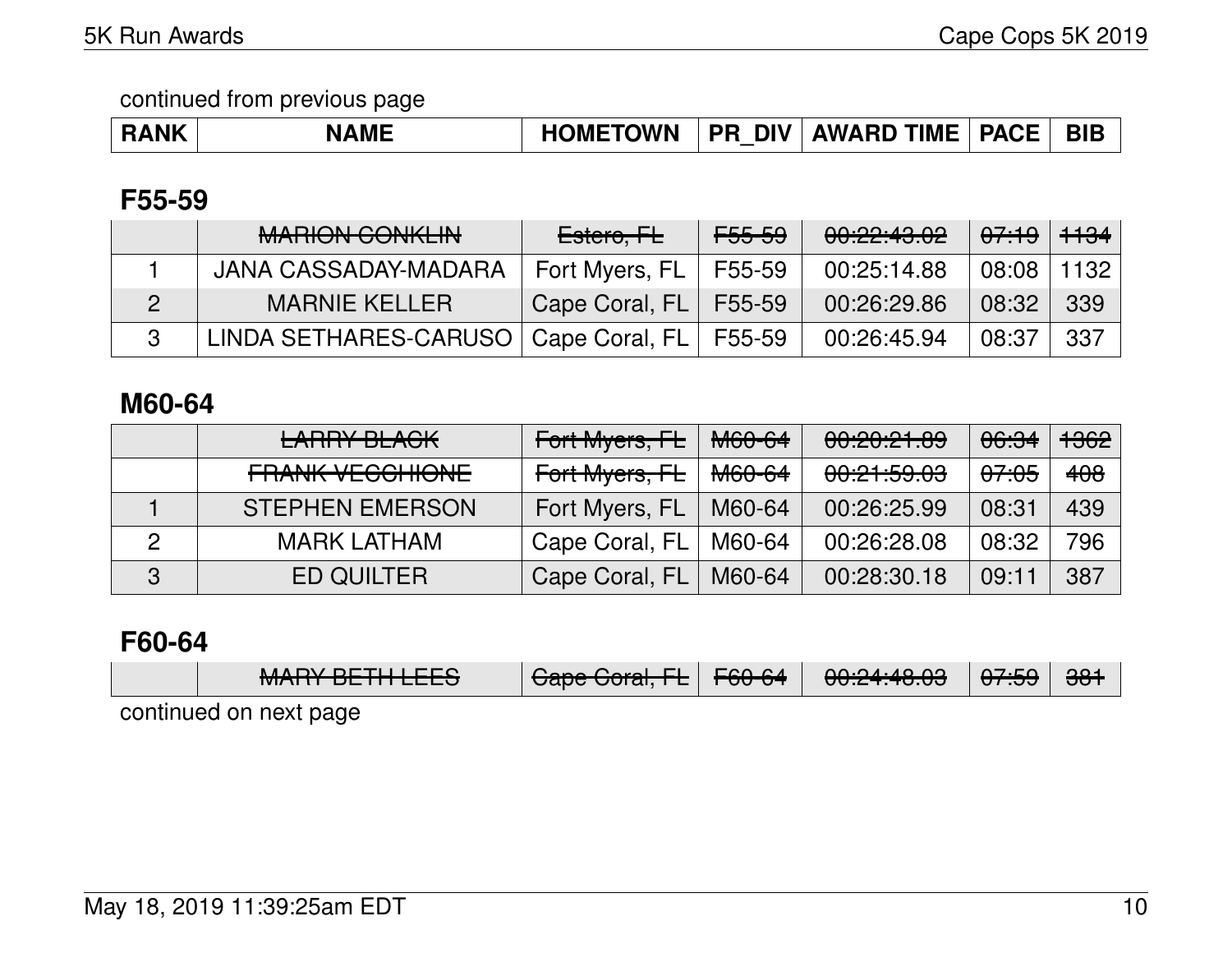continued from previous page

| RANK | NAME | HOMETOWN | PR_DIV | AWARD TIME | PACE | BIB |
|---|---|---|---|---|---|---|

## F55-59

| RANK | NAME | HOMETOWN | PR_DIV | AWARD TIME | PACE | BIB |
|---|---|---|---|---|---|---|
| | ~~MARION CONKLIN~~ | ~~Estero, FL~~ | ~~F55-59~~ | ~~00:22:43.02~~ | ~~07:19~~ | ~~1134~~ |
| 1 | JANA CASSADAY-MADARA | Fort Myers, FL | F55-59 | 00:25:14.88 | 08:08 | 1132 |
| 2 | MARNIE KELLER | Cape Coral, FL | F55-59 | 00:26:29.86 | 08:32 | 339 |
| 3 | LINDA SETHARES-CARUSO | Cape Coral, FL | F55-59 | 00:26:45.94 | 08:37 | 337 |

## M60-64

| RANK | NAME | HOMETOWN | PR_DIV | AWARD TIME | PACE | BIB |
|---|---|---|---|---|---|---|
| | ~~LARRY BLACK~~ | ~~Fort Myers, FL~~ | ~~M60-64~~ | ~~00:20:21.89~~ | ~~06:34~~ | ~~1362~~ |
| | ~~FRANK VECCHIONE~~ | ~~Fort Myers, FL~~ | ~~M60-64~~ | ~~00:21:59.03~~ | ~~07:05~~ | ~~408~~ |
| 1 | STEPHEN EMERSON | Fort Myers, FL | M60-64 | 00:26:25.99 | 08:31 | 439 |
| 2 | MARK LATHAM | Cape Coral, FL | M60-64 | 00:26:28.08 | 08:32 | 796 |
| 3 | ED QUILTER | Cape Coral, FL | M60-64 | 00:28:30.18 | 09:11 | 387 |

## F60-64

| RANK | NAME | HOMETOWN | PR_DIV | AWARD TIME | PACE | BIB |
|---|---|---|---|---|---|---|
| | ~~MARY BETH LEES~~ | ~~Cape Coral, FL~~ | ~~F60-64~~ | ~~00:24:48.03~~ | ~~07:59~~ | ~~381~~ |

continued on next page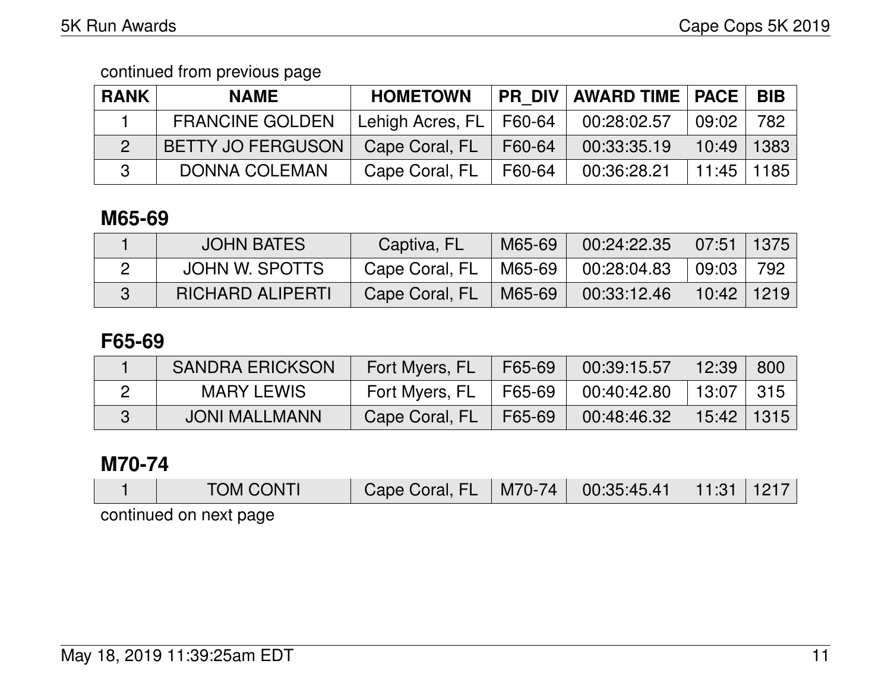continued from previous page

| RANK | NAME | HOMETOWN | PR_DIV | AWARD TIME | PACE | BIB |
|---|---|---|---|---|---|---|
| 1 | FRANCINE GOLDEN | Lehigh Acres, FL | F60-64 | 00:28:02.57 | 09:02 | 782 |
| 2 | BETTY JO FERGUSON | Cape Coral, FL | F60-64 | 00:33:35.19 | 10:49 | 1383 |
| 3 | DONNA COLEMAN | Cape Coral, FL | F60-64 | 00:36:28.21 | 11:45 | 1185 |

## M65-69

| RANK | NAME | HOMETOWN | PR_DIV | AWARD TIME | PACE | BIB |
|---|---|---|---|---|---|---|
| 1 | JOHN BATES | Captiva, FL | M65-69 | 00:24:22.35 | 07:51 | 1375 |
| 2 | JOHN W. SPOTTS | Cape Coral, FL | M65-69 | 00:28:04.83 | 09:03 | 792 |
| 3 | RICHARD ALIPERTI | Cape Coral, FL | M65-69 | 00:33:12.46 | 10:42 | 1219 |

## F65-69

| RANK | NAME | HOMETOWN | PR_DIV | AWARD TIME | PACE | BIB |
|---|---|---|---|---|---|---|
| 1 | SANDRA ERICKSON | Fort Myers, FL | F65-69 | 00:39:15.57 | 12:39 | 800 |
| 2 | MARY LEWIS | Fort Myers, FL | F65-69 | 00:40:42.80 | 13:07 | 315 |
| 3 | JONI MALLMANN | Cape Coral, FL | F65-69 | 00:48:46.32 | 15:42 | 1315 |

## M70-74

| RANK | NAME | HOMETOWN | PR_DIV | AWARD TIME | PACE | BIB |
|---|---|---|---|---|---|---|
| 1 | TOM CONTI | Cape Coral, FL | M70-74 | 00:35:45.41 | 11:31 | 1217 |

continued on next page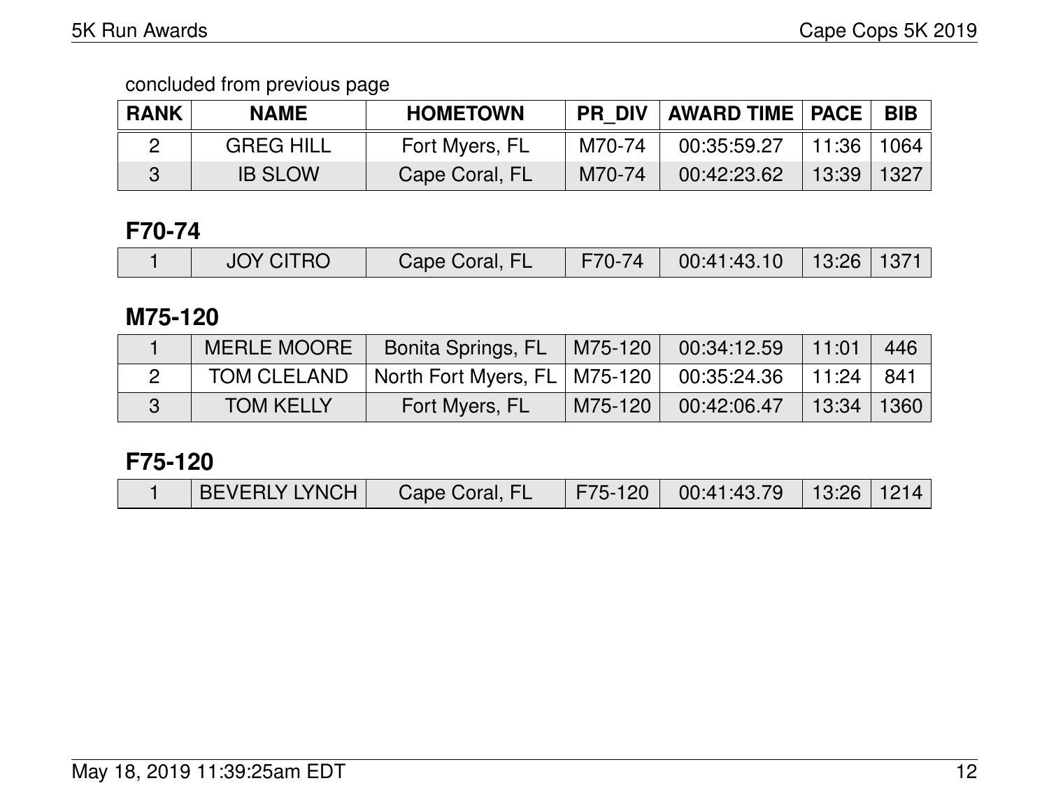concluded from previous page

| RANK | NAME | HOMETOWN | PR_DIV | AWARD TIME | PACE | BIB |
|---|---|---|---|---|---|---|
| 2 | GREG HILL | Fort Myers, FL | M70-74 | 00:35:59.27 | 11:36 | 1064 |
| 3 | IB SLOW | Cape Coral, FL | M70-74 | 00:42:23.62 | 13:39 | 1327 |

## F70-74

| | | | | | | |
|---|---|---|---|---|---|---|
| 1 | JOY CITRO | Cape Coral, FL | F70-74 | 00:41:43.10 | 13:26 | 1371 |

## M75-120

| | | | | | | |
|---|---|---|---|---|---|---|
| 1 | MERLE MOORE | Bonita Springs, FL | M75-120 | 00:34:12.59 | 11:01 | 446 |
| 2 | TOM CLELAND | North Fort Myers, FL | M75-120 | 00:35:24.36 | 11:24 | 841 |
| 3 | TOM KELLY | Fort Myers, FL | M75-120 | 00:42:06.47 | 13:34 | 1360 |

## F75-120

| | | | | | | |
|---|---|---|---|---|---|---|
| 1 | BEVERLY LYNCH | Cape Coral, FL | F75-120 | 00:41:43.79 | 13:26 | 1214 |